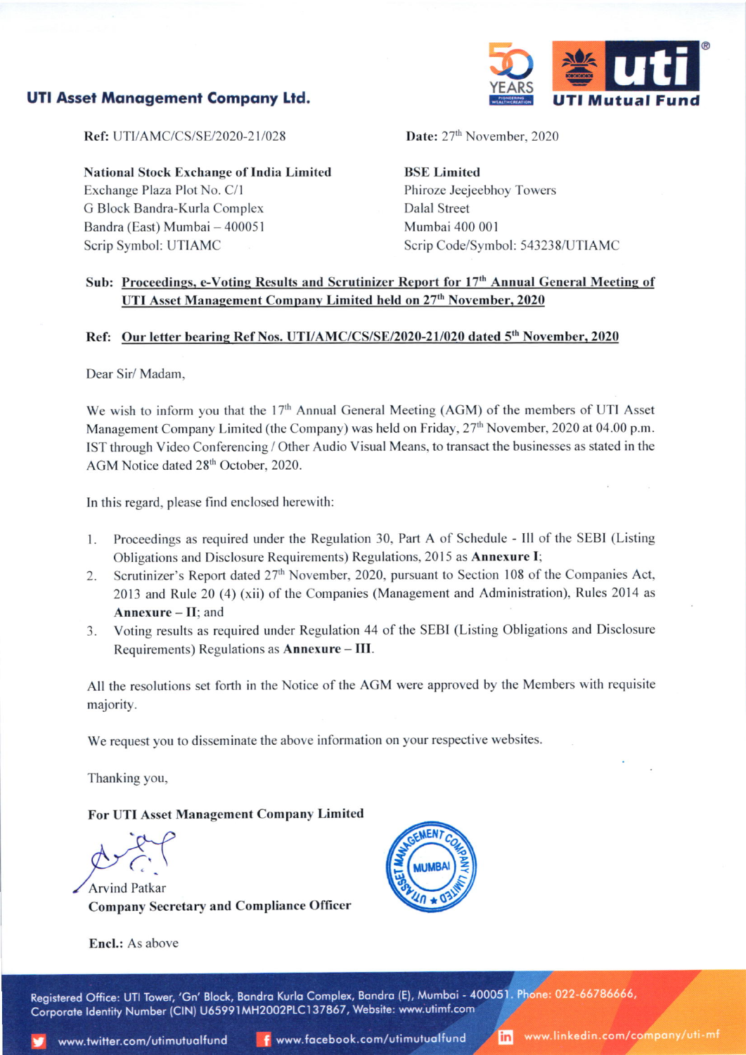**UTI Asset Management Company Ltd.**

**Ref:** UTI/AMC/CS/SE/2020-21/028

**Date:** 27th November, 2020

**National Stock Exchange of India Limited**
Exchange Plaza Plot No. C/1
G Block Bandra-Kurla Complex
Bandra (East) Mumbai – 400051
Scrip Symbol: UTIAMC

**BSE Limited**
Phiroze Jeejeebhoy Towers
Dalal Street
Mumbai 400 001
Scrip Code/Symbol: 543238/UTIAMC

**Sub: Proceedings, e-Voting Results and Scrutinizer Report for 17th Annual General Meeting of UTI Asset Management Company Limited held on 27th November, 2020**

**Ref: Our letter bearing Ref Nos. UTI/AMC/CS/SE/2020-21/020 dated 5th November, 2020**

Dear Sir/ Madam,

We wish to inform you that the 17th Annual General Meeting (AGM) of the members of UTI Asset Management Company Limited (the Company) was held on Friday, 27th November, 2020 at 04.00 p.m. IST through Video Conferencing / Other Audio Visual Means, to transact the businesses as stated in the AGM Notice dated 28th October, 2020.

In this regard, please find enclosed herewith:

1. Proceedings as required under the Regulation 30, Part A of Schedule - III of the SEBI (Listing Obligations and Disclosure Requirements) Regulations, 2015 as **Annexure I**;
2. Scrutinizer's Report dated 27th November, 2020, pursuant to Section 108 of the Companies Act, 2013 and Rule 20 (4) (xii) of the Companies (Management and Administration), Rules 2014 as **Annexure – II**; and
3. Voting results as required under Regulation 44 of the SEBI (Listing Obligations and Disclosure Requirements) Regulations as **Annexure – III**.

All the resolutions set forth in the Notice of the AGM were approved by the Members with requisite majority.

We request you to disseminate the above information on your respective websites.

Thanking you,

**For UTI Asset Management Company Limited**

Arvind Patkar
**Company Secretary and Compliance Officer**

**Encl.:** As above

Registered Office: UTI Tower, 'Gn' Block, Bandra Kurla Complex, Bandra (E), Mumbai - 400051. Phone: 022-66786666, Corporate Identity Number (CIN) U65991MH2002PLC137867, Website: www.utimf.com

www.twitter.com/utimutualfund www.facebook.com/utimutualfund www.linkedin.com/company/uti-mf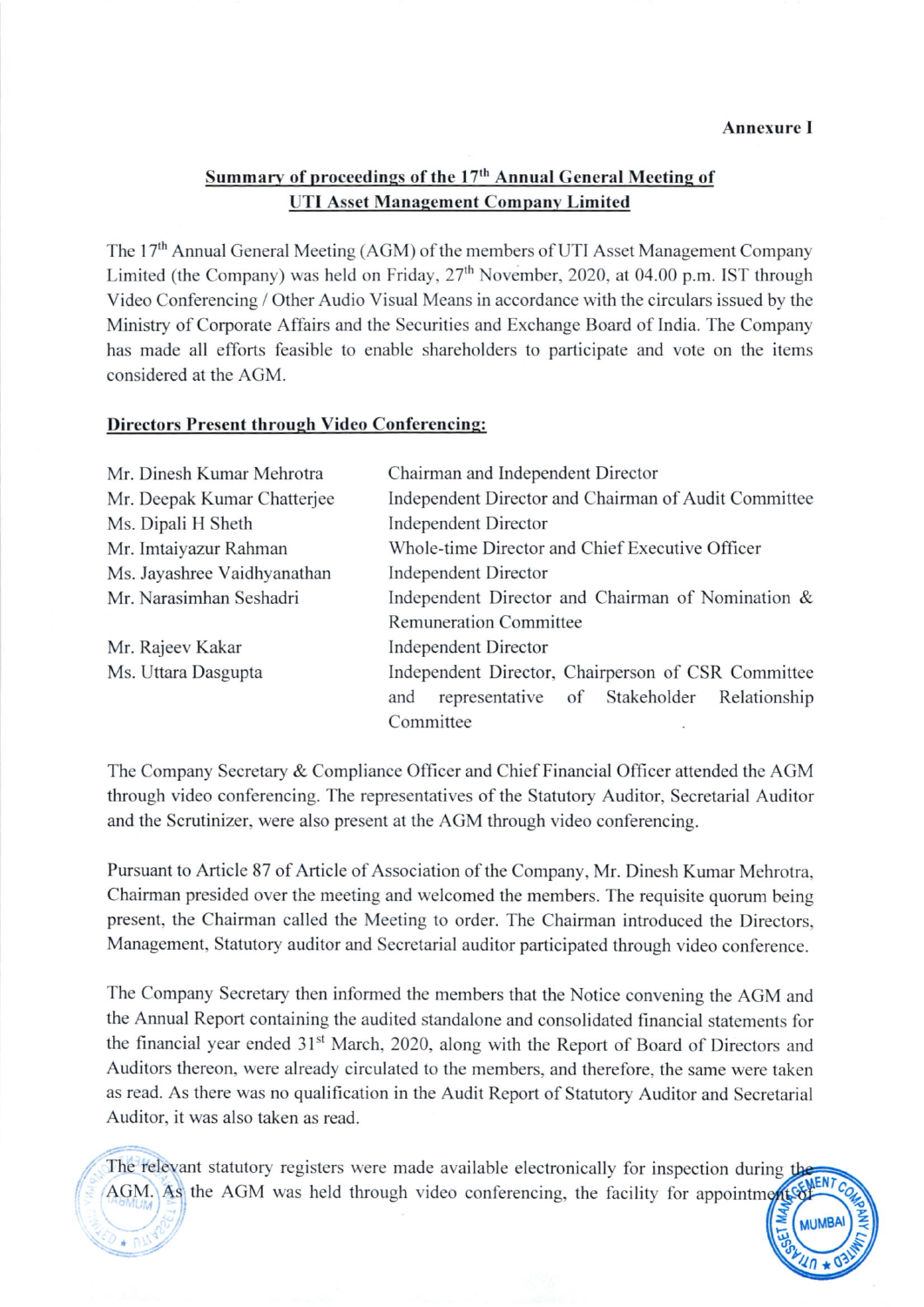**Annexure I**

## Summary of proceedings of the 17th Annual General Meeting of UTI Asset Management Company Limited

The 17th Annual General Meeting (AGM) of the members of UTI Asset Management Company Limited (the Company) was held on Friday, 27th November, 2020, at 04.00 p.m. IST through Video Conferencing / Other Audio Visual Means in accordance with the circulars issued by the Ministry of Corporate Affairs and the Securities and Exchange Board of India. The Company has made all efforts feasible to enable shareholders to participate and vote on the items considered at the AGM.

**Directors Present through Video Conferencing:**

| | |
|---|---|
| Mr. Dinesh Kumar Mehrotra | Chairman and Independent Director |
| Mr. Deepak Kumar Chatterjee | Independent Director and Chairman of Audit Committee |
| Ms. Dipali H Sheth | Independent Director |
| Mr. Imtaiyazur Rahman | Whole-time Director and Chief Executive Officer |
| Ms. Jayashree Vaidhyanathan | Independent Director |
| Mr. Narasimhan Seshadri | Independent Director and Chairman of Nomination & Remuneration Committee |
| Mr. Rajeev Kakar | Independent Director |
| Ms. Uttara Dasgupta | Independent Director, Chairperson of CSR Committee and representative of Stakeholder Relationship Committee |

The Company Secretary & Compliance Officer and Chief Financial Officer attended the AGM through video conferencing. The representatives of the Statutory Auditor, Secretarial Auditor and the Scrutinizer, were also present at the AGM through video conferencing.

Pursuant to Article 87 of Article of Association of the Company, Mr. Dinesh Kumar Mehrotra, Chairman presided over the meeting and welcomed the members. The requisite quorum being present, the Chairman called the Meeting to order. The Chairman introduced the Directors, Management, Statutory auditor and Secretarial auditor participated through video conference.

The Company Secretary then informed the members that the Notice convening the AGM and the Annual Report containing the audited standalone and consolidated financial statements for the financial year ended 31st March, 2020, along with the Report of Board of Directors and Auditors thereon, were already circulated to the members, and therefore, the same were taken as read. As there was no qualification in the Audit Report of Statutory Auditor and Secretarial Auditor, it was also taken as read.

The relevant statutory registers were made available electronically for inspection during the AGM. As the AGM was held through video conferencing, the facility for appointment of